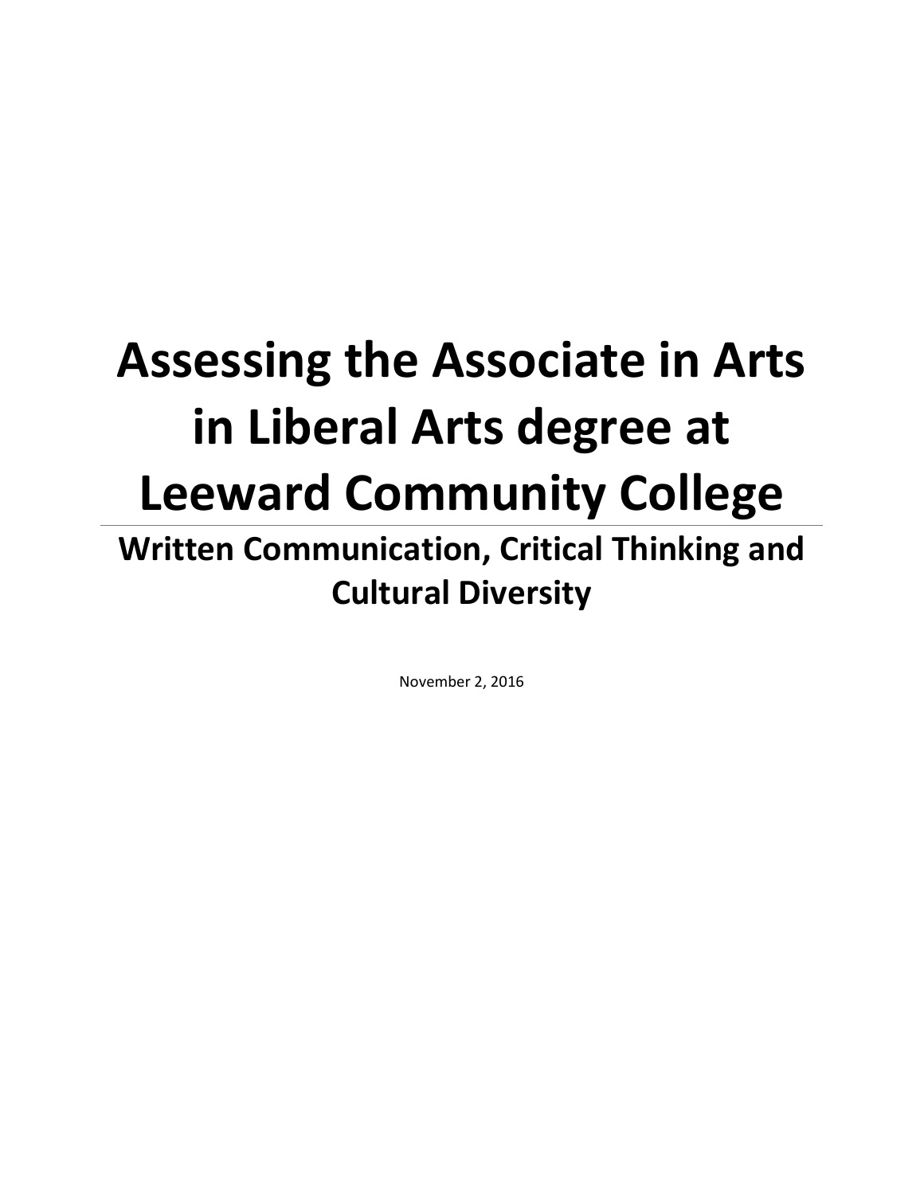# Assessing the Associate in Arts in Liberal Arts degree at Leeward Community College

## Written Communication, Critical Thinking and Cultural Diversity

November 2, 2016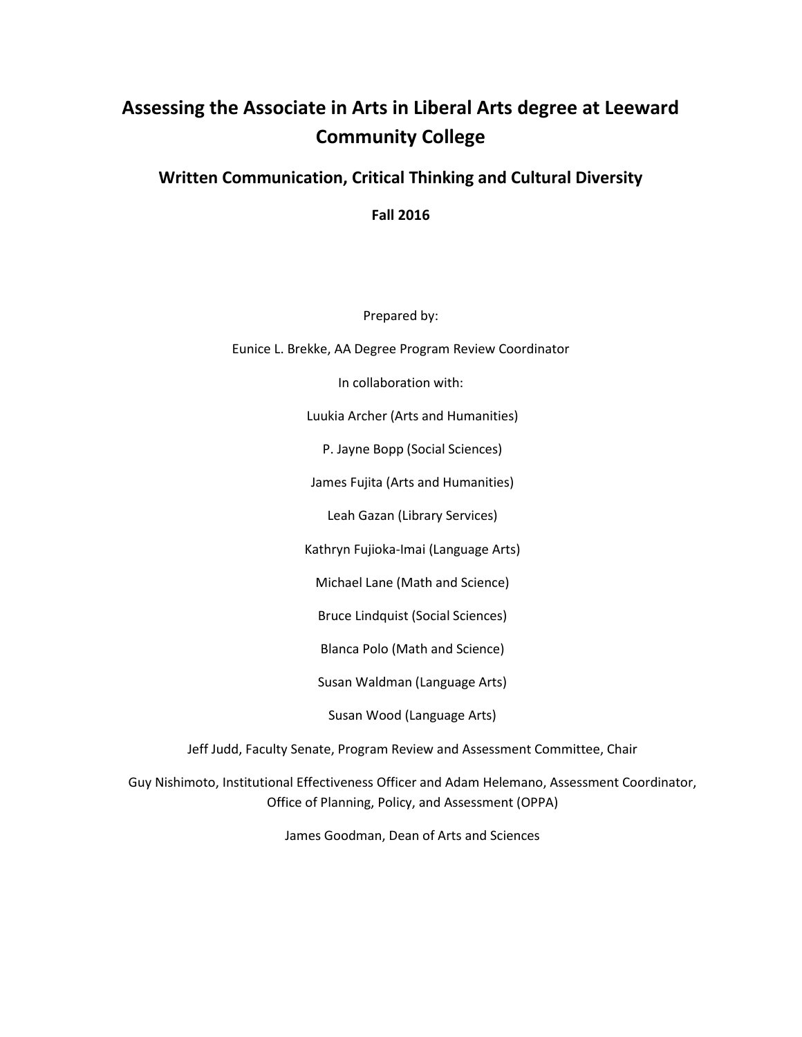# Assessing the Associate in Arts in Liberal Arts degree at Leeward Community College

## Written Communication, Critical Thinking and Cultural Diversity

**Fall 2016**

Prepared by:

Eunice L. Brekke, AA Degree Program Review Coordinator

In collaboration with:

Luukia Archer (Arts and Humanities)

P. Jayne Bopp (Social Sciences)

James Fujita (Arts and Humanities)

Leah Gazan (Library Services)

Kathryn Fujioka-Imai (Language Arts)

Michael Lane (Math and Science)

Bruce Lindquist (Social Sciences)

Blanca Polo (Math and Science)

Susan Waldman (Language Arts)

Susan Wood (Language Arts)

Jeff Judd, Faculty Senate, Program Review and Assessment Committee, Chair

Guy Nishimoto, Institutional Effectiveness Officer and Adam Helemano, Assessment Coordinator, Office of Planning, Policy, and Assessment (OPPA)

James Goodman, Dean of Arts and Sciences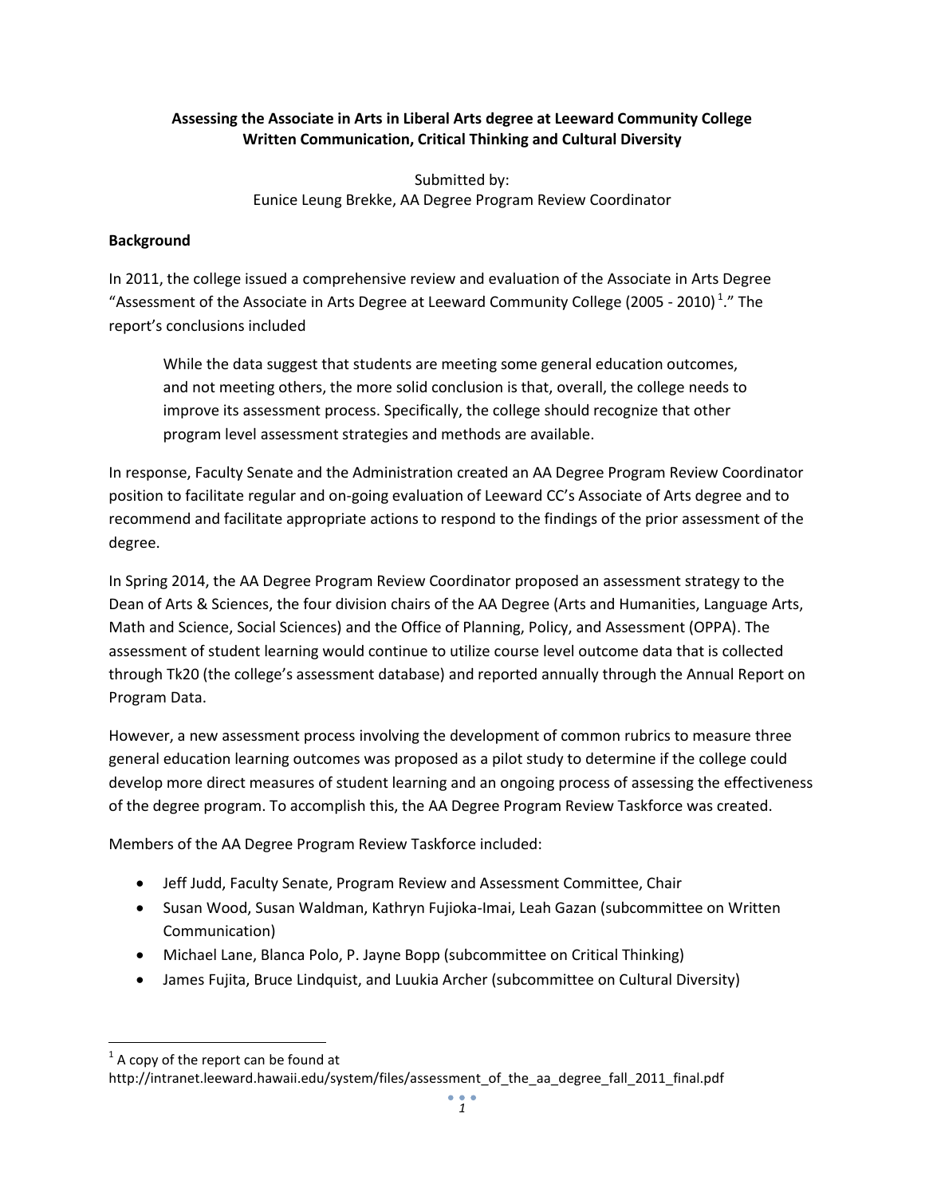**Assessing the Associate in Arts in Liberal Arts degree at Leeward Community College**
**Written Communication, Critical Thinking and Cultural Diversity**

Submitted by:
Eunice Leung Brekke, AA Degree Program Review Coordinator

## Background

In 2011, the college issued a comprehensive review and evaluation of the Associate in Arts Degree "Assessment of the Associate in Arts Degree at Leeward Community College (2005 - 2010)[1]." The report's conclusions included

> While the data suggest that students are meeting some general education outcomes, and not meeting others, the more solid conclusion is that, overall, the college needs to improve its assessment process. Specifically, the college should recognize that other program level assessment strategies and methods are available.

In response, Faculty Senate and the Administration created an AA Degree Program Review Coordinator position to facilitate regular and on-going evaluation of Leeward CC's Associate of Arts degree and to recommend and facilitate appropriate actions to respond to the findings of the prior assessment of the degree.

In Spring 2014, the AA Degree Program Review Coordinator proposed an assessment strategy to the Dean of Arts & Sciences, the four division chairs of the AA Degree (Arts and Humanities, Language Arts, Math and Science, Social Sciences) and the Office of Planning, Policy, and Assessment (OPPA). The assessment of student learning would continue to utilize course level outcome data that is collected through Tk20 (the college's assessment database) and reported annually through the Annual Report on Program Data.

However, a new assessment process involving the development of common rubrics to measure three general education learning outcomes was proposed as a pilot study to determine if the college could develop more direct measures of student learning and an ongoing process of assessing the effectiveness of the degree program. To accomplish this, the AA Degree Program Review Taskforce was created.

Members of the AA Degree Program Review Taskforce included:

- Jeff Judd, Faculty Senate, Program Review and Assessment Committee, Chair
- Susan Wood, Susan Waldman, Kathryn Fujioka-Imai, Leah Gazan (subcommittee on Written Communication)
- Michael Lane, Blanca Polo, P. Jayne Bopp (subcommittee on Critical Thinking)
- James Fujita, Bruce Lindquist, and Luukia Archer (subcommittee on Cultural Diversity)

[1] A copy of the report can be found at http://intranet.leeward.hawaii.edu/system/files/assessment_of_the_aa_degree_fall_2011_final.pdf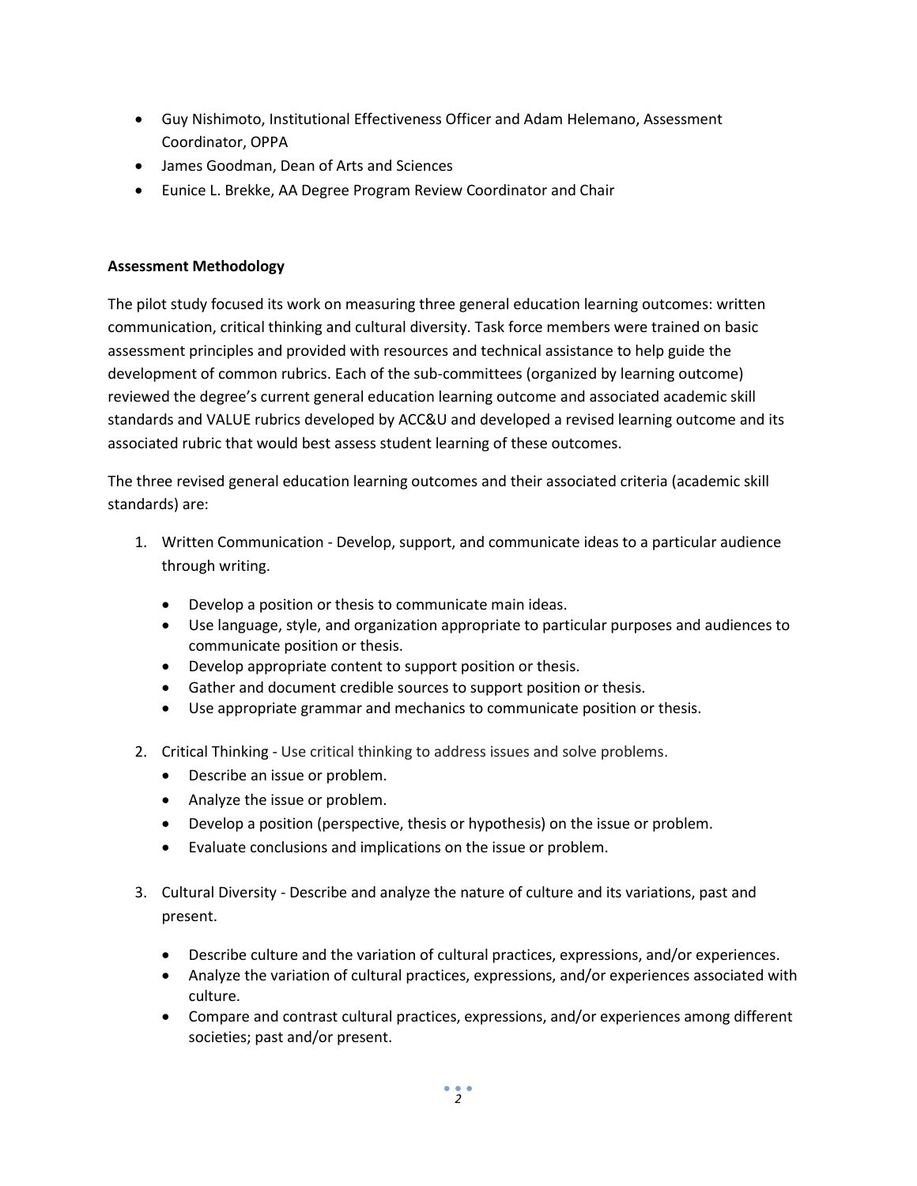- Guy Nishimoto, Institutional Effectiveness Officer and Adam Helemano, Assessment Coordinator, OPPA
- James Goodman, Dean of Arts and Sciences
- Eunice L. Brekke, AA Degree Program Review Coordinator and Chair

**Assessment Methodology**

The pilot study focused its work on measuring three general education learning outcomes: written communication, critical thinking and cultural diversity. Task force members were trained on basic assessment principles and provided with resources and technical assistance to help guide the development of common rubrics. Each of the sub-committees (organized by learning outcome) reviewed the degree's current general education learning outcome and associated academic skill standards and VALUE rubrics developed by ACC&U and developed a revised learning outcome and its associated rubric that would best assess student learning of these outcomes.

The three revised general education learning outcomes and their associated criteria (academic skill standards) are:

1. Written Communication - Develop, support, and communicate ideas to a particular audience through writing.

   - Develop a position or thesis to communicate main ideas.
   - Use language, style, and organization appropriate to particular purposes and audiences to communicate position or thesis.
   - Develop appropriate content to support position or thesis.
   - Gather and document credible sources to support position or thesis.
   - Use appropriate grammar and mechanics to communicate position or thesis.

2. Critical Thinking - Use critical thinking to address issues and solve problems.
   - Describe an issue or problem.
   - Analyze the issue or problem.
   - Develop a position (perspective, thesis or hypothesis) on the issue or problem.
   - Evaluate conclusions and implications on the issue or problem.

3. Cultural Diversity - Describe and analyze the nature of culture and its variations, past and present.

   - Describe culture and the variation of cultural practices, expressions, and/or experiences.
   - Analyze the variation of cultural practices, expressions, and/or experiences associated with culture.
   - Compare and contrast cultural practices, expressions, and/or experiences among different societies; past and/or present.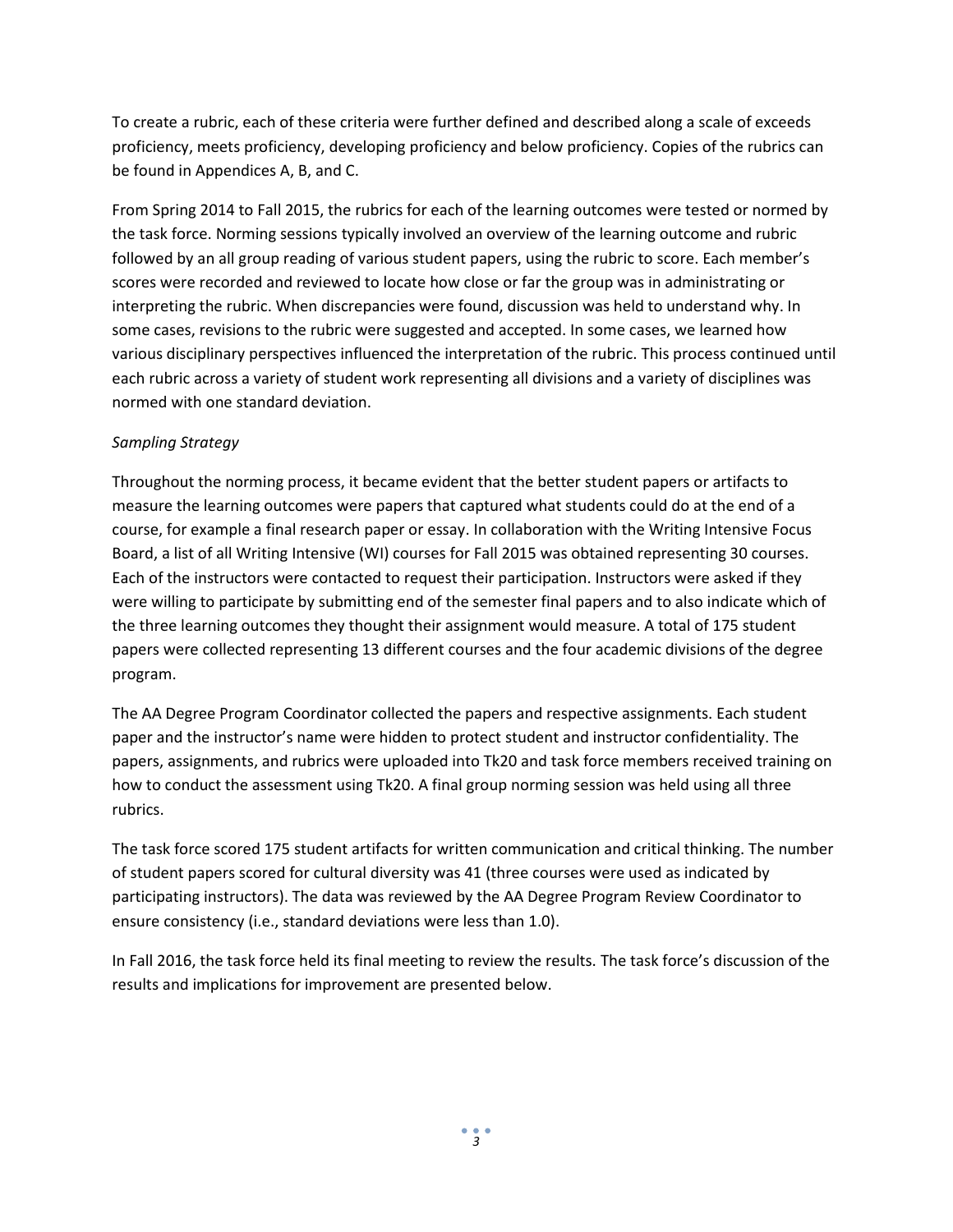To create a rubric, each of these criteria were further defined and described along a scale of exceeds proficiency, meets proficiency, developing proficiency and below proficiency. Copies of the rubrics can be found in Appendices A, B, and C.

From Spring 2014 to Fall 2015, the rubrics for each of the learning outcomes were tested or normed by the task force. Norming sessions typically involved an overview of the learning outcome and rubric followed by an all group reading of various student papers, using the rubric to score. Each member's scores were recorded and reviewed to locate how close or far the group was in administrating or interpreting the rubric. When discrepancies were found, discussion was held to understand why. In some cases, revisions to the rubric were suggested and accepted. In some cases, we learned how various disciplinary perspectives influenced the interpretation of the rubric. This process continued until each rubric across a variety of student work representing all divisions and a variety of disciplines was normed with one standard deviation.

*Sampling Strategy*

Throughout the norming process, it became evident that the better student papers or artifacts to measure the learning outcomes were papers that captured what students could do at the end of a course, for example a final research paper or essay. In collaboration with the Writing Intensive Focus Board, a list of all Writing Intensive (WI) courses for Fall 2015 was obtained representing 30 courses. Each of the instructors were contacted to request their participation. Instructors were asked if they were willing to participate by submitting end of the semester final papers and to also indicate which of the three learning outcomes they thought their assignment would measure. A total of 175 student papers were collected representing 13 different courses and the four academic divisions of the degree program.

The AA Degree Program Coordinator collected the papers and respective assignments. Each student paper and the instructor's name were hidden to protect student and instructor confidentiality. The papers, assignments, and rubrics were uploaded into Tk20 and task force members received training on how to conduct the assessment using Tk20. A final group norming session was held using all three rubrics.

The task force scored 175 student artifacts for written communication and critical thinking. The number of student papers scored for cultural diversity was 41 (three courses were used as indicated by participating instructors). The data was reviewed by the AA Degree Program Review Coordinator to ensure consistency (i.e., standard deviations were less than 1.0).

In Fall 2016, the task force held its final meeting to review the results. The task force's discussion of the results and implications for improvement are presented below.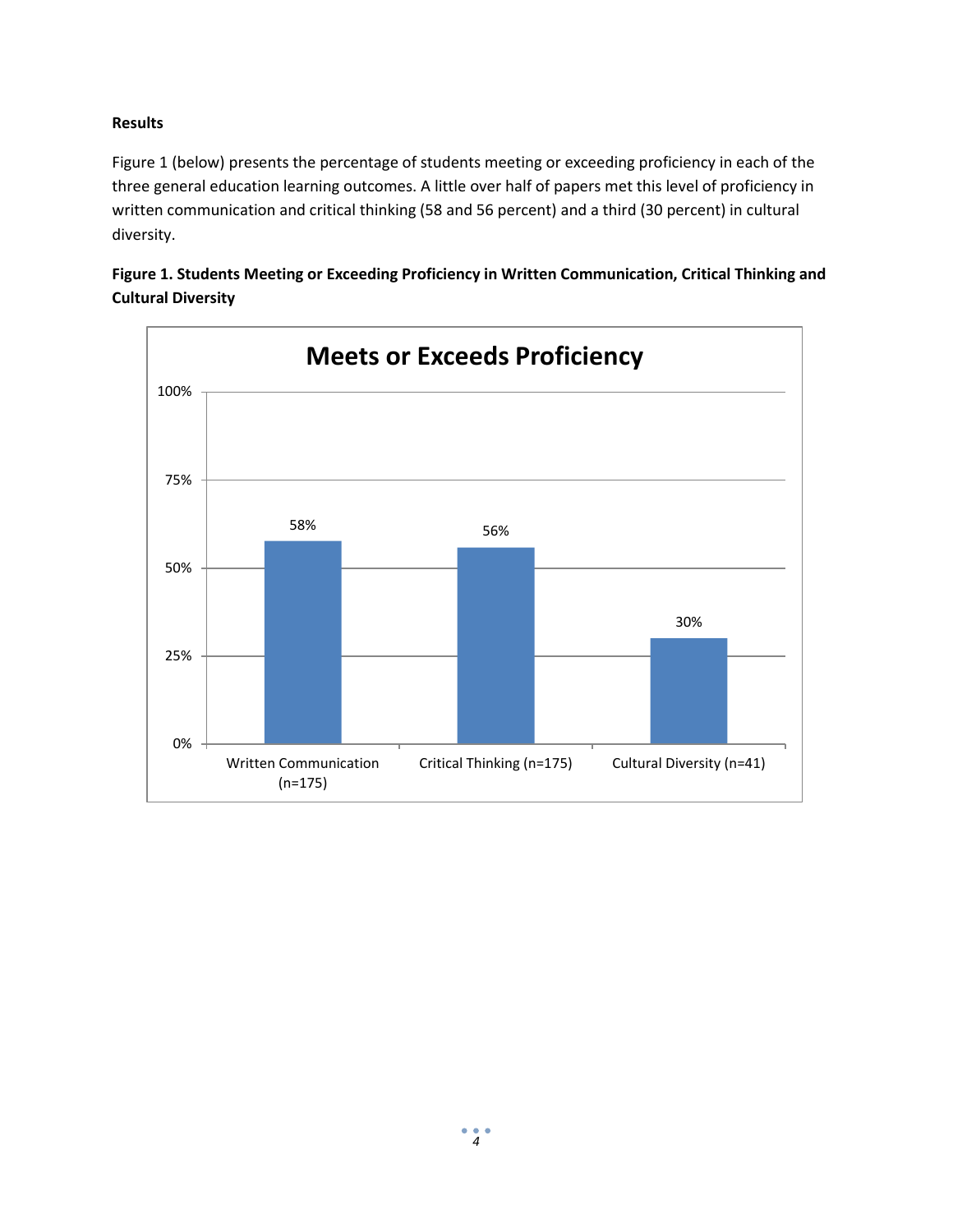**Results**

Figure 1 (below) presents the percentage of students meeting or exceeding proficiency in each of the three general education learning outcomes. A little over half of papers met this level of proficiency in written communication and critical thinking (58 and 56 percent) and a third (30 percent) in cultural diversity.

**Figure 1. Students Meeting or Exceeding Proficiency in Written Communication, Critical Thinking and Cultural Diversity**

| Meets or Exceeds Proficiency | |
|---|---|
| Written Communication (n=175) | 58% |
| Critical Thinking (n=175) | 56% |
| Cultural Diversity (n=41) | 30% |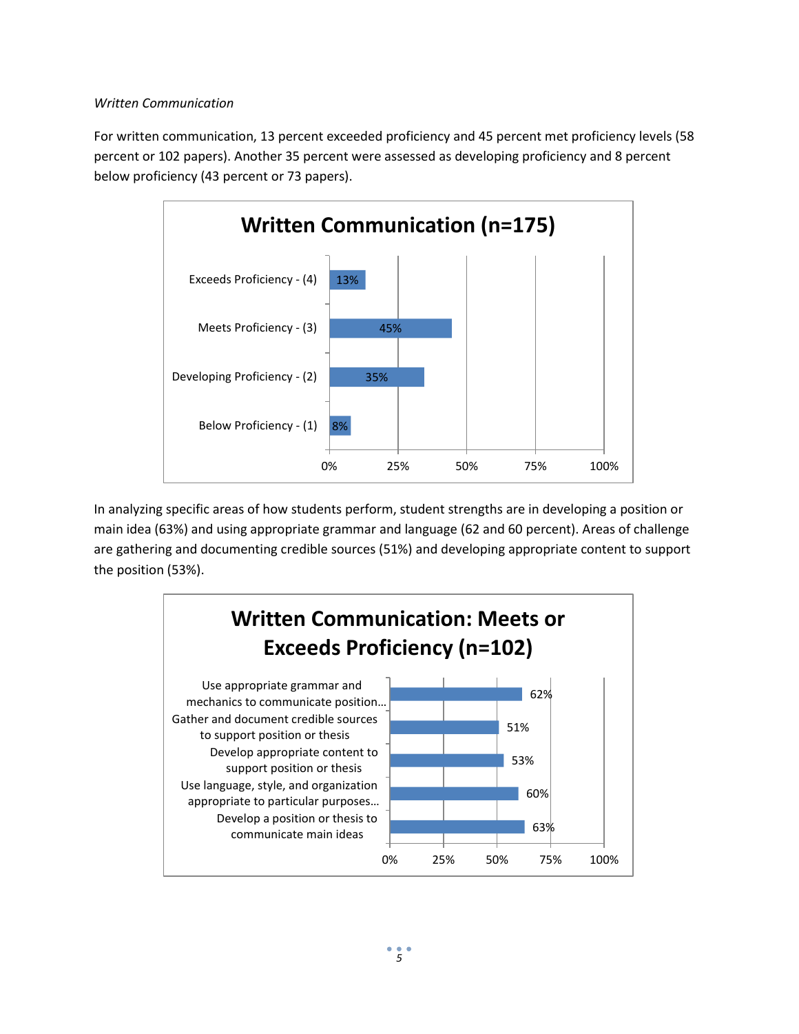*Written Communication*

For written communication, 13 percent exceeded proficiency and 45 percent met proficiency levels (58 percent or 102 papers). Another 35 percent were assessed as developing proficiency and 8 percent below proficiency (43 percent or 73 papers).

**Written Communication (n=175)**

| Level | Percent |
|---|---|
| Exceeds Proficiency - (4) | 13% |
| Meets Proficiency - (3) | 45% |
| Developing Proficiency - (2) | 35% |
| Below Proficiency - (1) | 8% |

In analyzing specific areas of how students perform, student strengths are in developing a position or main idea (63%) and using appropriate grammar and language (62 and 60 percent). Areas of challenge are gathering and documenting credible sources (51%) and developing appropriate content to support the position (53%).

**Written Communication: Meets or Exceeds Proficiency (n=102)**

| Area | Percent |
|---|---|
| Use appropriate grammar and mechanics to communicate position... | 62% |
| Gather and document credible sources to support position or thesis | 51% |
| Develop appropriate content to support position or thesis | 53% |
| Use language, style, and organization appropriate to particular purposes... | 60% |
| Develop a position or thesis to communicate main ideas | 63% |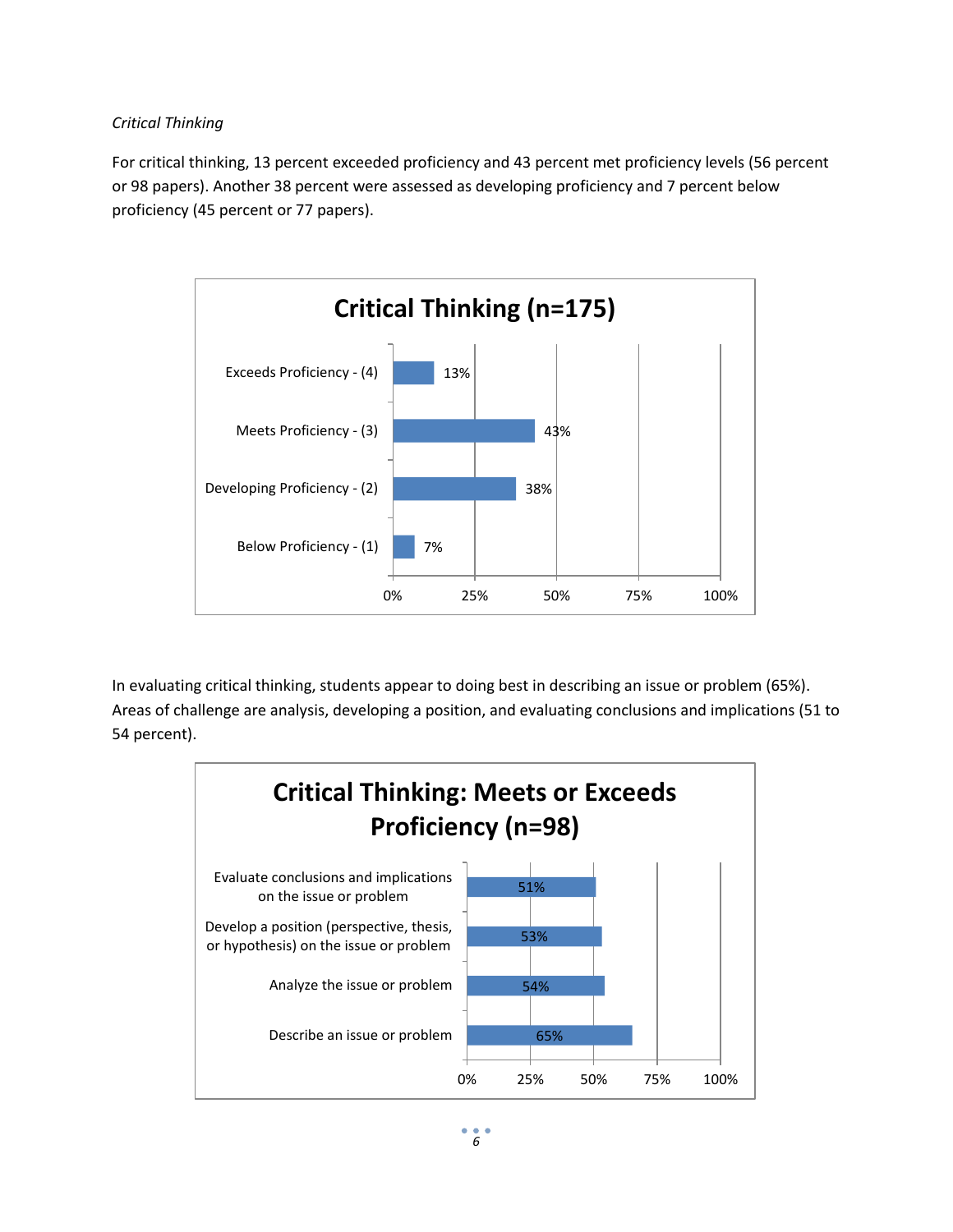*Critical Thinking*

For critical thinking, 13 percent exceeded proficiency and 43 percent met proficiency levels (56 percent or 98 papers). Another 38 percent were assessed as developing proficiency and 7 percent below proficiency (45 percent or 77 papers).

**Critical Thinking (n=175)**

| Level | Percent |
|---|---|
| Exceeds Proficiency - (4) | 13% |
| Meets Proficiency - (3) | 43% |
| Developing Proficiency - (2) | 38% |
| Below Proficiency - (1) | 7% |

In evaluating critical thinking, students appear to doing best in describing an issue or problem (65%). Areas of challenge are analysis, developing a position, and evaluating conclusions and implications (51 to 54 percent).

**Critical Thinking: Meets or Exceeds Proficiency (n=98)**

| Dimension | Percent |
|---|---|
| Evaluate conclusions and implications on the issue or problem | 51% |
| Develop a position (perspective, thesis, or hypothesis) on the issue or problem | 53% |
| Analyze the issue or problem | 54% |
| Describe an issue or problem | 65% |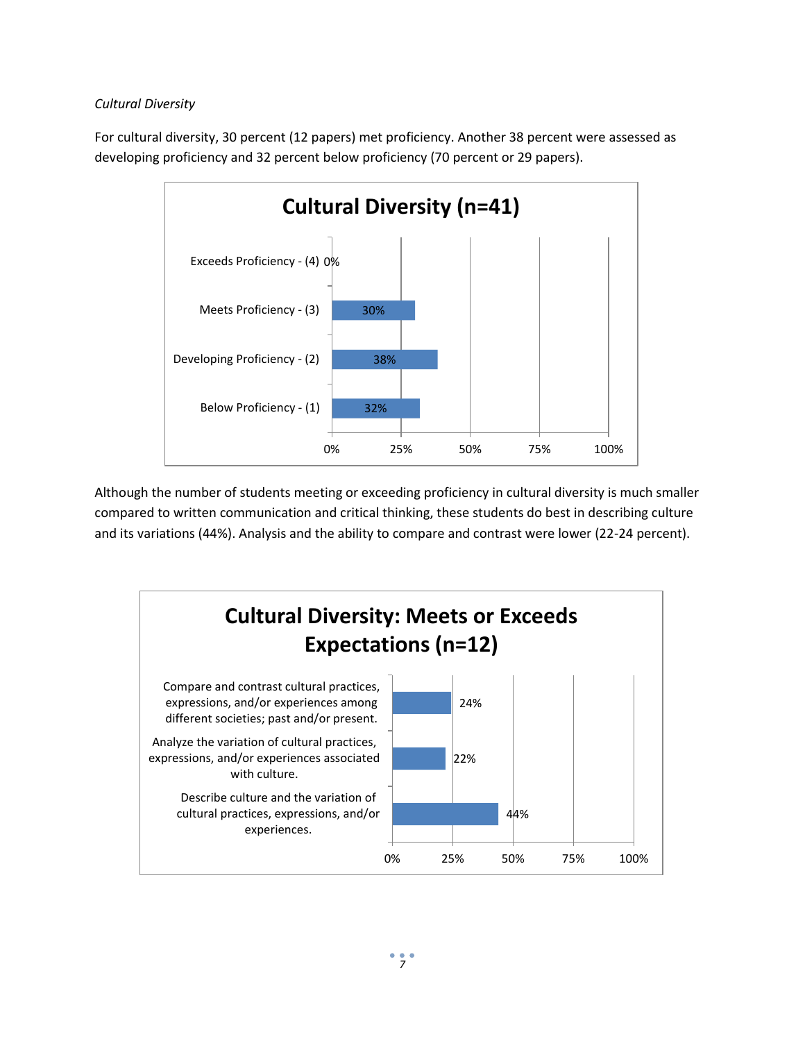*Cultural Diversity*

For cultural diversity, 30 percent (12 papers) met proficiency. Another 38 percent were assessed as developing proficiency and 32 percent below proficiency (70 percent or 29 papers).

**Cultural Diversity (n=41)**

| Level | Percent |
|---|---|
| Exceeds Proficiency - (4) | 0% |
| Meets Proficiency - (3) | 30% |
| Developing Proficiency - (2) | 38% |
| Below Proficiency - (1) | 32% |

Although the number of students meeting or exceeding proficiency in cultural diversity is much smaller compared to written communication and critical thinking, these students do best in describing culture and its variations (44%). Analysis and the ability to compare and contrast were lower (22-24 percent).

**Cultural Diversity: Meets or Exceeds Expectations (n=12)**

| Criterion | Percent |
|---|---|
| Compare and contrast cultural practices, expressions, and/or experiences among different societies; past and/or present. | 24% |
| Analyze the variation of cultural practices, expressions, and/or experiences associated with culture. | 22% |
| Describe culture and the variation of cultural practices, expressions, and/or experiences. | 44% |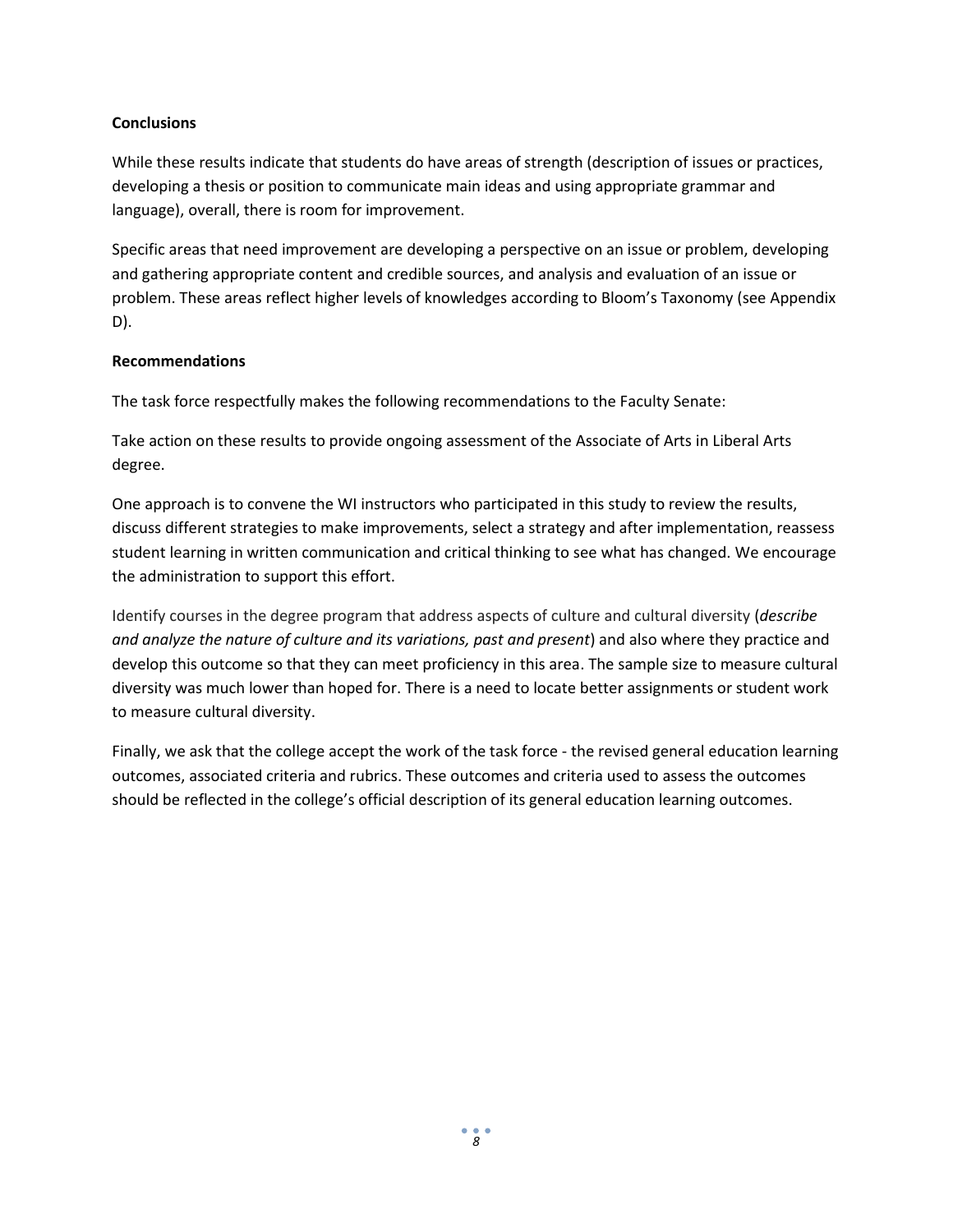**Conclusions**

While these results indicate that students do have areas of strength (description of issues or practices, developing a thesis or position to communicate main ideas and using appropriate grammar and language), overall, there is room for improvement.

Specific areas that need improvement are developing a perspective on an issue or problem, developing and gathering appropriate content and credible sources, and analysis and evaluation of an issue or problem. These areas reflect higher levels of knowledges according to Bloom's Taxonomy (see Appendix D).

**Recommendations**

The task force respectfully makes the following recommendations to the Faculty Senate:

Take action on these results to provide ongoing assessment of the Associate of Arts in Liberal Arts degree.

One approach is to convene the WI instructors who participated in this study to review the results, discuss different strategies to make improvements, select a strategy and after implementation, reassess student learning in written communication and critical thinking to see what has changed. We encourage the administration to support this effort.

Identify courses in the degree program that address aspects of culture and cultural diversity (*describe and analyze the nature of culture and its variations, past and present*) and also where they practice and develop this outcome so that they can meet proficiency in this area. The sample size to measure cultural diversity was much lower than hoped for. There is a need to locate better assignments or student work to measure cultural diversity.

Finally, we ask that the college accept the work of the task force - the revised general education learning outcomes, associated criteria and rubrics. These outcomes and criteria used to assess the outcomes should be reflected in the college's official description of its general education learning outcomes.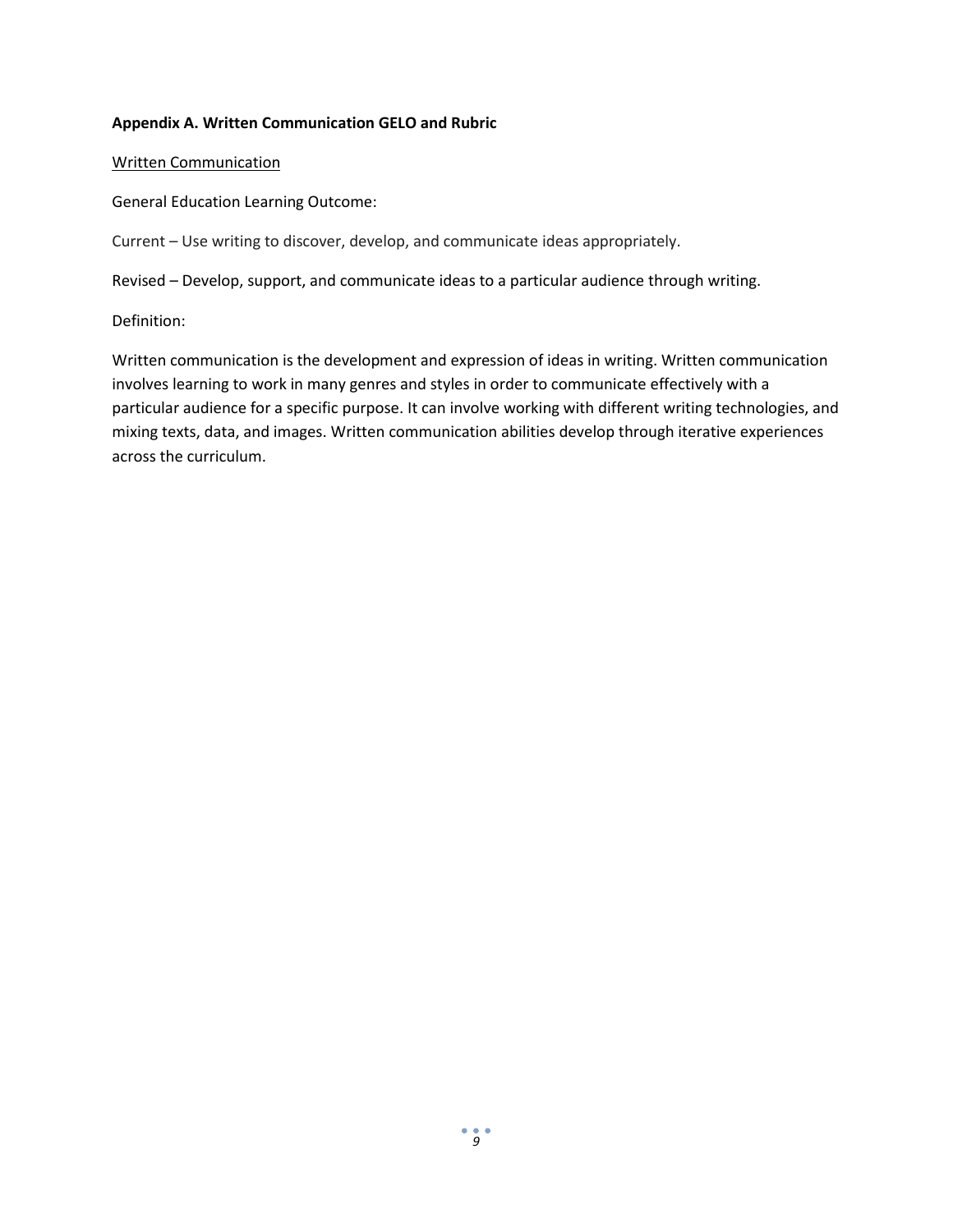**Appendix A. Written Communication GELO and Rubric**

Written Communication

General Education Learning Outcome:

Current – Use writing to discover, develop, and communicate ideas appropriately.

Revised – Develop, support, and communicate ideas to a particular audience through writing.

Definition:

Written communication is the development and expression of ideas in writing. Written communication involves learning to work in many genres and styles in order to communicate effectively with a particular audience for a specific purpose. It can involve working with different writing technologies, and mixing texts, data, and images. Written communication abilities develop through iterative experiences across the curriculum.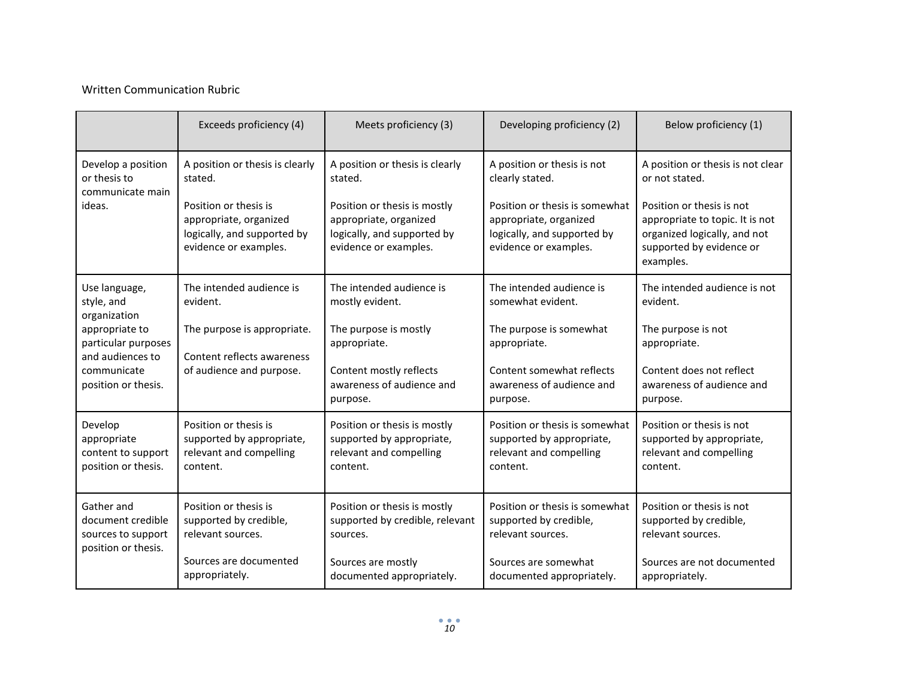Written Communication Rubric

| | Exceeds proficiency (4) | Meets proficiency (3) | Developing proficiency (2) | Below proficiency (1) |
|---|---|---|---|---|
| Develop a position or thesis to communicate main ideas. | A position or thesis is clearly stated.<br><br>Position or thesis is appropriate, organized logically, and supported by evidence or examples. | A position or thesis is clearly stated.<br><br>Position or thesis is mostly appropriate, organized logically, and supported by evidence or examples. | A position or thesis is not clearly stated.<br><br>Position or thesis is somewhat appropriate, organized logically, and supported by evidence or examples. | A position or thesis is not clear or not stated.<br><br>Position or thesis is not appropriate to topic. It is not organized logically, and not supported by evidence or examples. |
| Use language, style, and organization appropriate to particular purposes and audiences to communicate position or thesis. | The intended audience is evident.<br><br>The purpose is appropriate.<br><br>Content reflects awareness of audience and purpose. | The intended audience is mostly evident.<br><br>The purpose is mostly appropriate.<br><br>Content mostly reflects awareness of audience and purpose. | The intended audience is somewhat evident.<br><br>The purpose is somewhat appropriate.<br><br>Content somewhat reflects awareness of audience and purpose. | The intended audience is not evident.<br><br>The purpose is not appropriate.<br><br>Content does not reflect awareness of audience and purpose. |
| Develop appropriate content to support position or thesis. | Position or thesis is supported by appropriate, relevant and compelling content. | Position or thesis is mostly supported by appropriate, relevant and compelling content. | Position or thesis is somewhat supported by appropriate, relevant and compelling content. | Position or thesis is not supported by appropriate, relevant and compelling content. |
| Gather and document credible sources to support position or thesis. | Position or thesis is supported by credible, relevant sources.<br><br>Sources are documented appropriately. | Position or thesis is mostly supported by credible, relevant sources.<br><br>Sources are mostly documented appropriately. | Position or thesis is somewhat supported by credible, relevant sources.<br><br>Sources are somewhat documented appropriately. | Position or thesis is not supported by credible, relevant sources.<br><br>Sources are not documented appropriately. |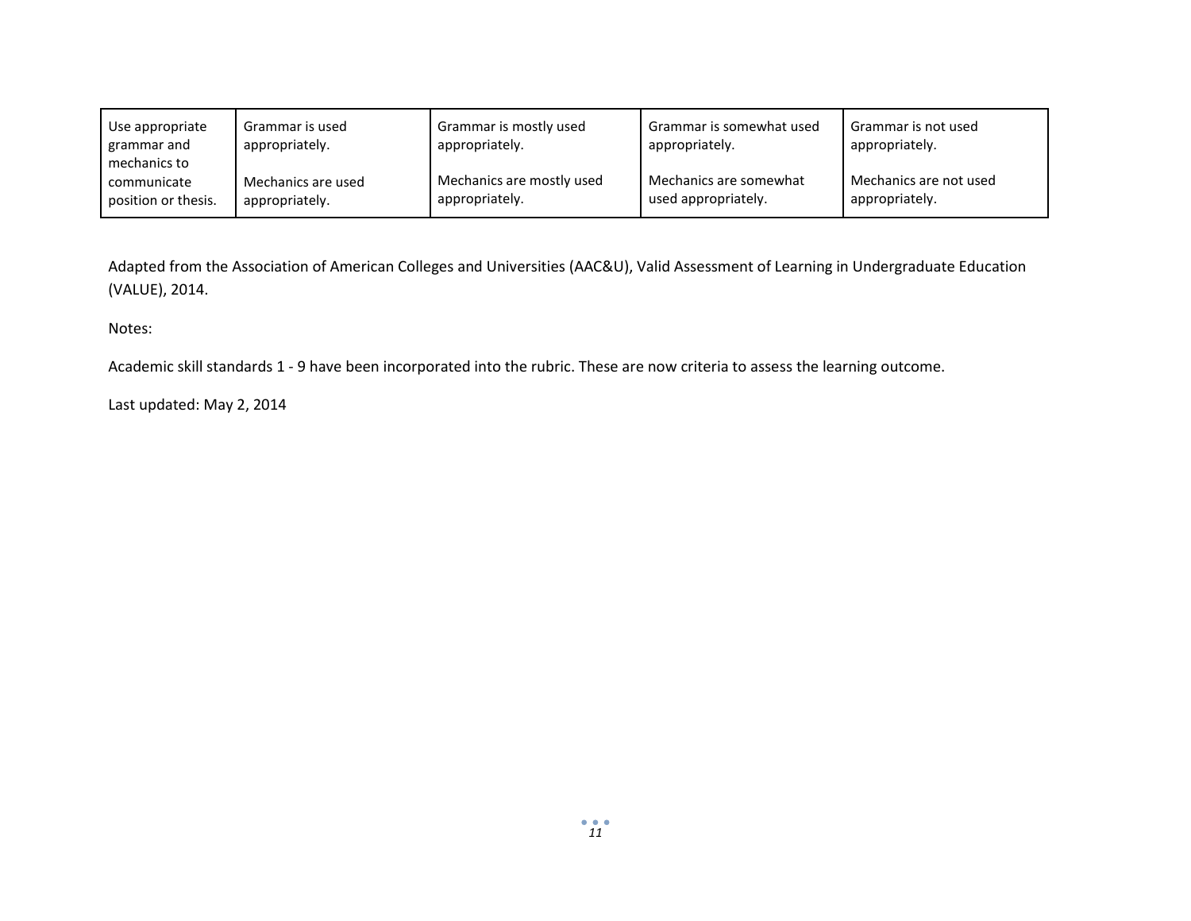| Use appropriate grammar and mechanics to communicate position or thesis. | Grammar is used appropriately.<br><br>Mechanics are used appropriately. | Grammar is mostly used appropriately.<br><br>Mechanics are mostly used appropriately. | Grammar is somewhat used appropriately.<br><br>Mechanics are somewhat used appropriately. | Grammar is not used appropriately.<br><br>Mechanics are not used appropriately. |
|---|---|---|---|---|

Adapted from the Association of American Colleges and Universities (AAC&U), Valid Assessment of Learning in Undergraduate Education (VALUE), 2014.

Notes:

Academic skill standards 1 - 9 have been incorporated into the rubric. These are now criteria to assess the learning outcome.

Last updated: May 2, 2014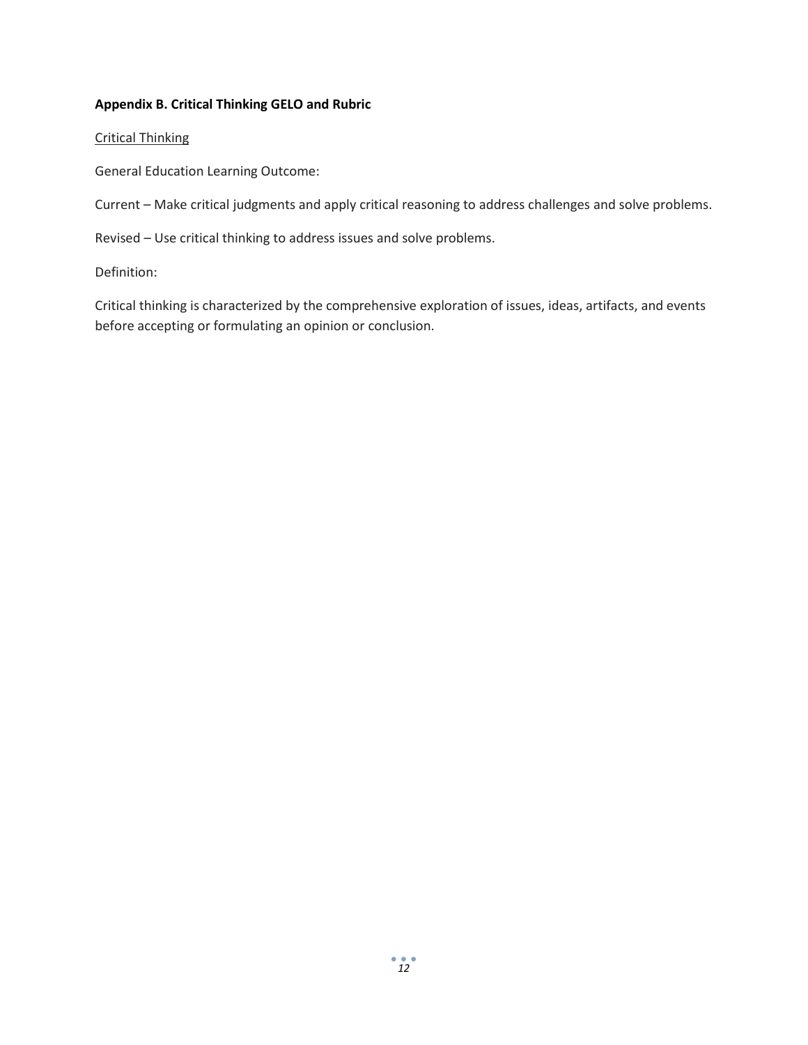**Appendix B. Critical Thinking GELO and Rubric**

<u>Critical Thinking</u>

General Education Learning Outcome:

Current – Make critical judgments and apply critical reasoning to address challenges and solve problems.

Revised – Use critical thinking to address issues and solve problems.

Definition:

Critical thinking is characterized by the comprehensive exploration of issues, ideas, artifacts, and events before accepting or formulating an opinion or conclusion.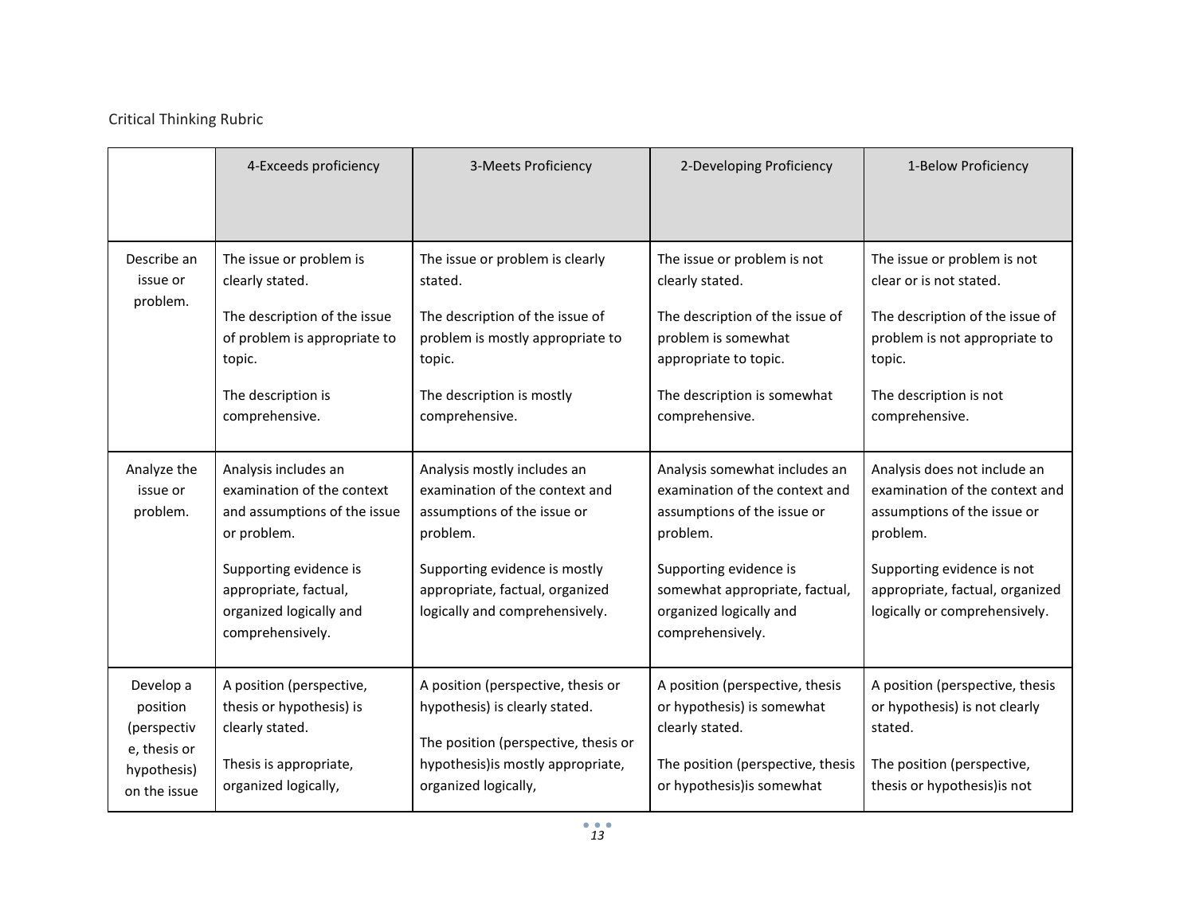Critical Thinking Rubric

| | 4-Exceeds proficiency | 3-Meets Proficiency | 2-Developing Proficiency | 1-Below Proficiency |
|---|---|---|---|---|
| Describe an issue or problem. | The issue or problem is clearly stated.<br><br>The description of the issue of problem is appropriate to topic.<br><br>The description is comprehensive. | The issue or problem is clearly stated.<br><br>The description of the issue of problem is mostly appropriate to topic.<br><br>The description is mostly comprehensive. | The issue or problem is not clearly stated.<br><br>The description of the issue of problem is somewhat appropriate to topic.<br><br>The description is somewhat comprehensive. | The issue or problem is not clear or is not stated.<br><br>The description of the issue of problem is not appropriate to topic.<br><br>The description is not comprehensive. |
| Analyze the issue or problem. | Analysis includes an examination of the context and assumptions of the issue or problem.<br><br>Supporting evidence is appropriate, factual, organized logically and comprehensively. | Analysis mostly includes an examination of the context and assumptions of the issue or problem.<br><br>Supporting evidence is mostly appropriate, factual, organized logically and comprehensively. | Analysis somewhat includes an examination of the context and assumptions of the issue or problem.<br><br>Supporting evidence is somewhat appropriate, factual, organized logically and comprehensively. | Analysis does not include an examination of the context and assumptions of the issue or problem.<br><br>Supporting evidence is not appropriate, factual, organized logically or comprehensively. |
| Develop a position (perspective, thesis or hypothesis) on the issue | A position (perspective, thesis or hypothesis) is clearly stated.<br><br>Thesis is appropriate, organized logically, | A position (perspective, thesis or hypothesis) is clearly stated.<br><br>The position (perspective, thesis or hypothesis)is mostly appropriate, organized logically, | A position (perspective, thesis or hypothesis) is somewhat clearly stated.<br><br>The position (perspective, thesis or hypothesis)is somewhat | A position (perspective, thesis or hypothesis) is not clearly stated.<br><br>The position (perspective, thesis or hypothesis)is not |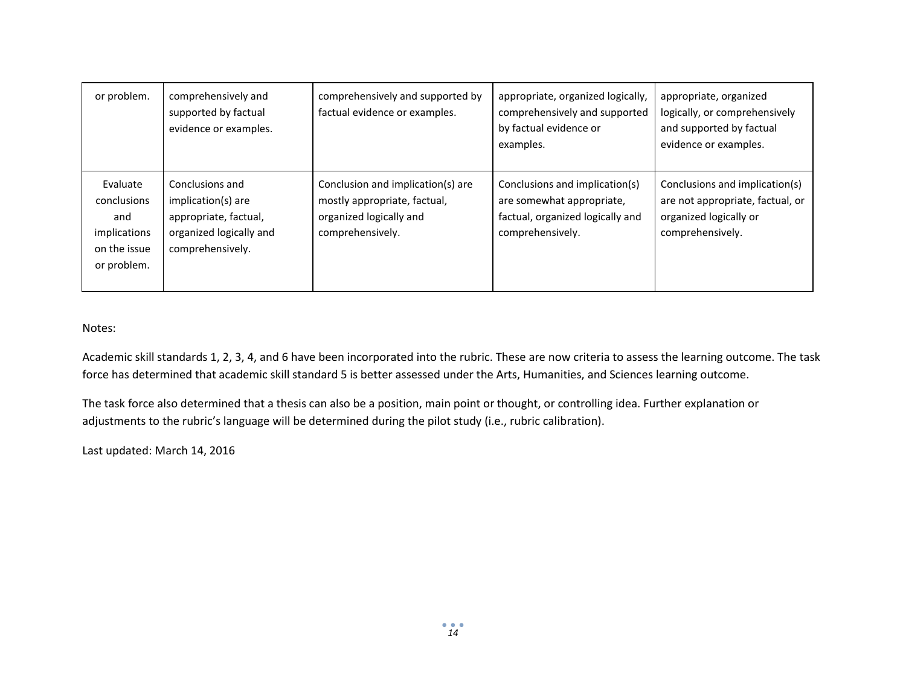| | | | | |
|---|---|---|---|---|
| or problem. | comprehensively and supported by factual evidence or examples. | comprehensively and supported by factual evidence or examples. | appropriate, organized logically, comprehensively and supported by factual evidence or examples. | appropriate, organized logically, or comprehensively and supported by factual evidence or examples. |
| Evaluate conclusions and implications on the issue or problem. | Conclusions and implication(s) are appropriate, factual, organized logically and comprehensively. | Conclusion and implication(s) are mostly appropriate, factual, organized logically and comprehensively. | Conclusions and implication(s) are somewhat appropriate, factual, organized logically and comprehensively. | Conclusions and implication(s) are not appropriate, factual, or organized logically or comprehensively. |

Notes:

Academic skill standards 1, 2, 3, 4, and 6 have been incorporated into the rubric. These are now criteria to assess the learning outcome. The task force has determined that academic skill standard 5 is better assessed under the Arts, Humanities, and Sciences learning outcome.

The task force also determined that a thesis can also be a position, main point or thought, or controlling idea. Further explanation or adjustments to the rubric's language will be determined during the pilot study (i.e., rubric calibration).

Last updated: March 14, 2016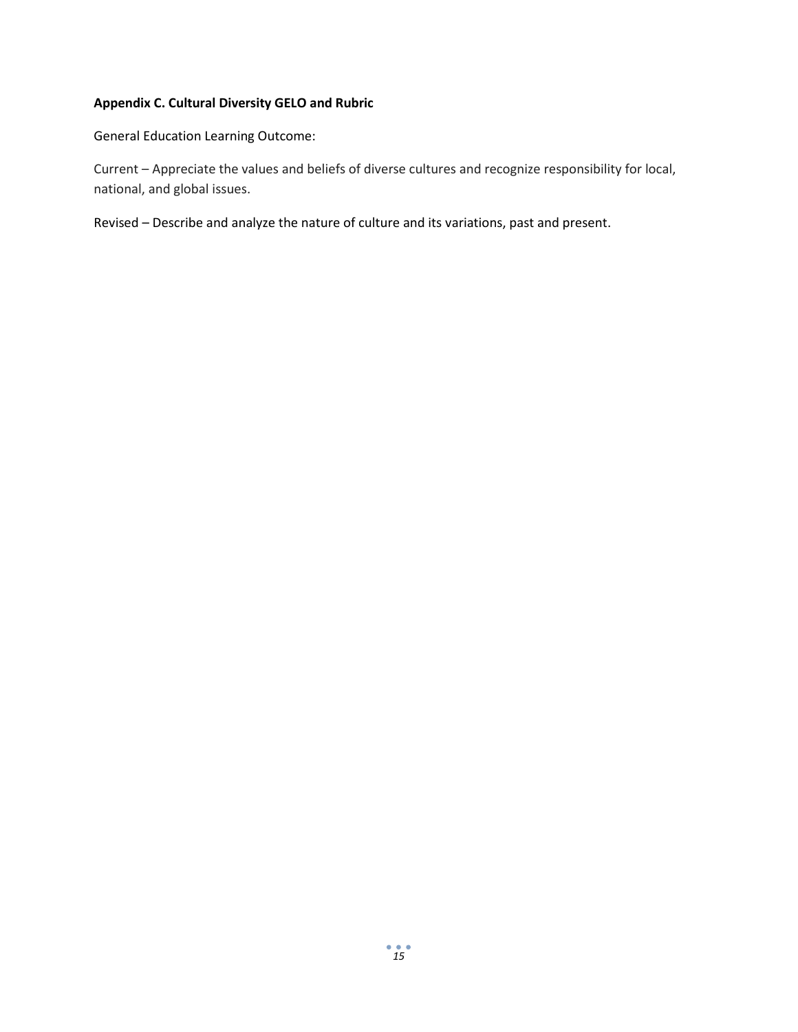**Appendix C. Cultural Diversity GELO and Rubric**

General Education Learning Outcome:

Current – Appreciate the values and beliefs of diverse cultures and recognize responsibility for local, national, and global issues.

Revised – Describe and analyze the nature of culture and its variations, past and present.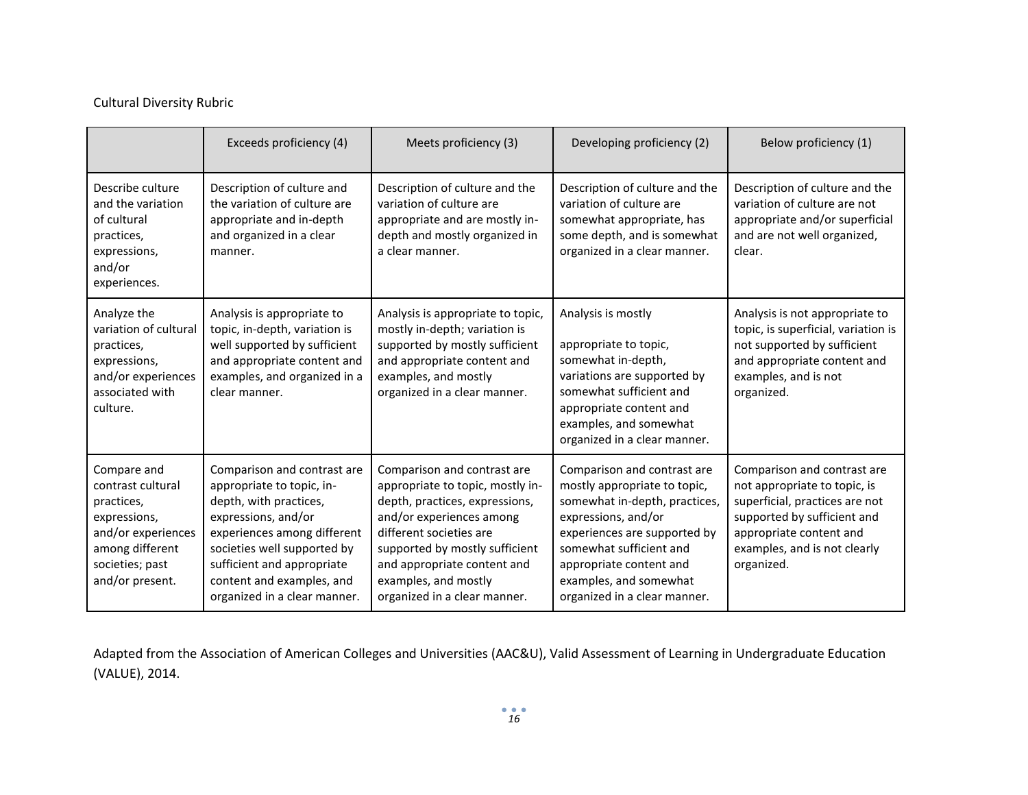Cultural Diversity Rubric

| | Exceeds proficiency (4) | Meets proficiency (3) | Developing proficiency (2) | Below proficiency (1) |
|---|---|---|---|---|
| Describe culture and the variation of cultural practices, expressions, and/or experiences. | Description of culture and the variation of culture are appropriate and in-depth and organized in a clear manner. | Description of culture and the variation of culture are appropriate and are mostly in-depth and mostly organized in a clear manner. | Description of culture and the variation of culture are somewhat appropriate, has some depth, and is somewhat organized in a clear manner. | Description of culture and the variation of culture are not appropriate and/or superficial and are not well organized, clear. |
| Analyze the variation of cultural practices, expressions, and/or experiences associated with culture. | Analysis is appropriate to topic, in-depth, variation is well supported by sufficient and appropriate content and examples, and organized in a clear manner. | Analysis is appropriate to topic, mostly in-depth; variation is supported by mostly sufficient and appropriate content and examples, and mostly organized in a clear manner. | Analysis is mostly<br><br>appropriate to topic, somewhat in-depth, variations are supported by somewhat sufficient and appropriate content and examples, and somewhat organized in a clear manner. | Analysis is not appropriate to topic, is superficial, variation is not supported by sufficient and appropriate content and examples, and is not organized. |
| Compare and contrast cultural practices, expressions, and/or experiences among different societies; past and/or present. | Comparison and contrast are appropriate to topic, in-depth, with practices, expressions, and/or experiences among different societies well supported by sufficient and appropriate content and examples, and organized in a clear manner. | Comparison and contrast are appropriate to topic, mostly in-depth, practices, expressions, and/or experiences among different societies are supported by mostly sufficient and appropriate content and examples, and mostly organized in a clear manner. | Comparison and contrast are mostly appropriate to topic, somewhat in-depth, practices, expressions, and/or experiences are supported by somewhat sufficient and appropriate content and examples, and somewhat organized in a clear manner. | Comparison and contrast are not appropriate to topic, is superficial, practices are not supported by sufficient and appropriate content and examples, and is not clearly organized. |

Adapted from the Association of American Colleges and Universities (AAC&U), Valid Assessment of Learning in Undergraduate Education (VALUE), 2014.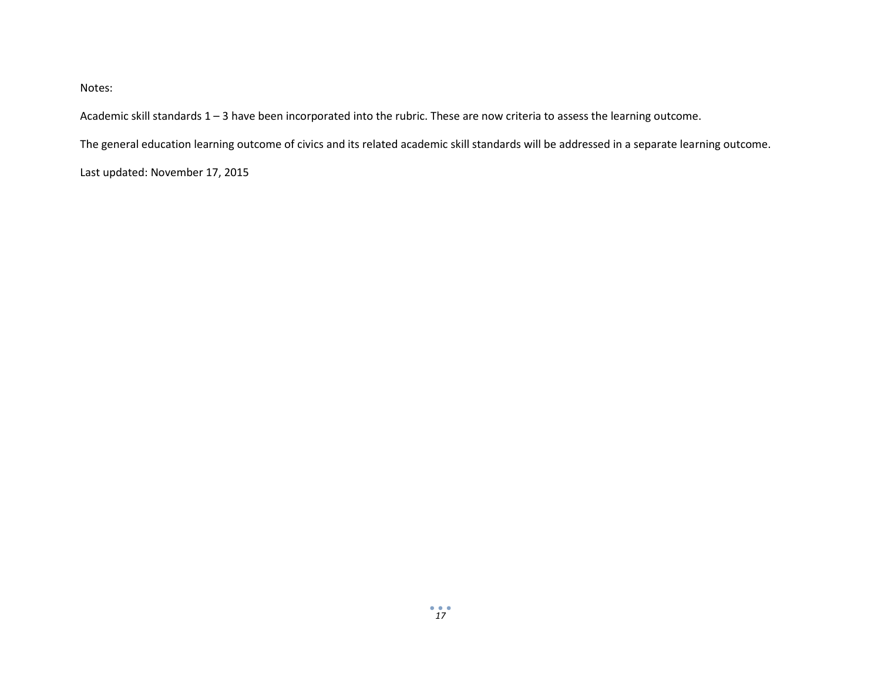Notes:

Academic skill standards 1 – 3 have been incorporated into the rubric. These are now criteria to assess the learning outcome.

The general education learning outcome of civics and its related academic skill standards will be addressed in a separate learning outcome.

Last updated: November 17, 2015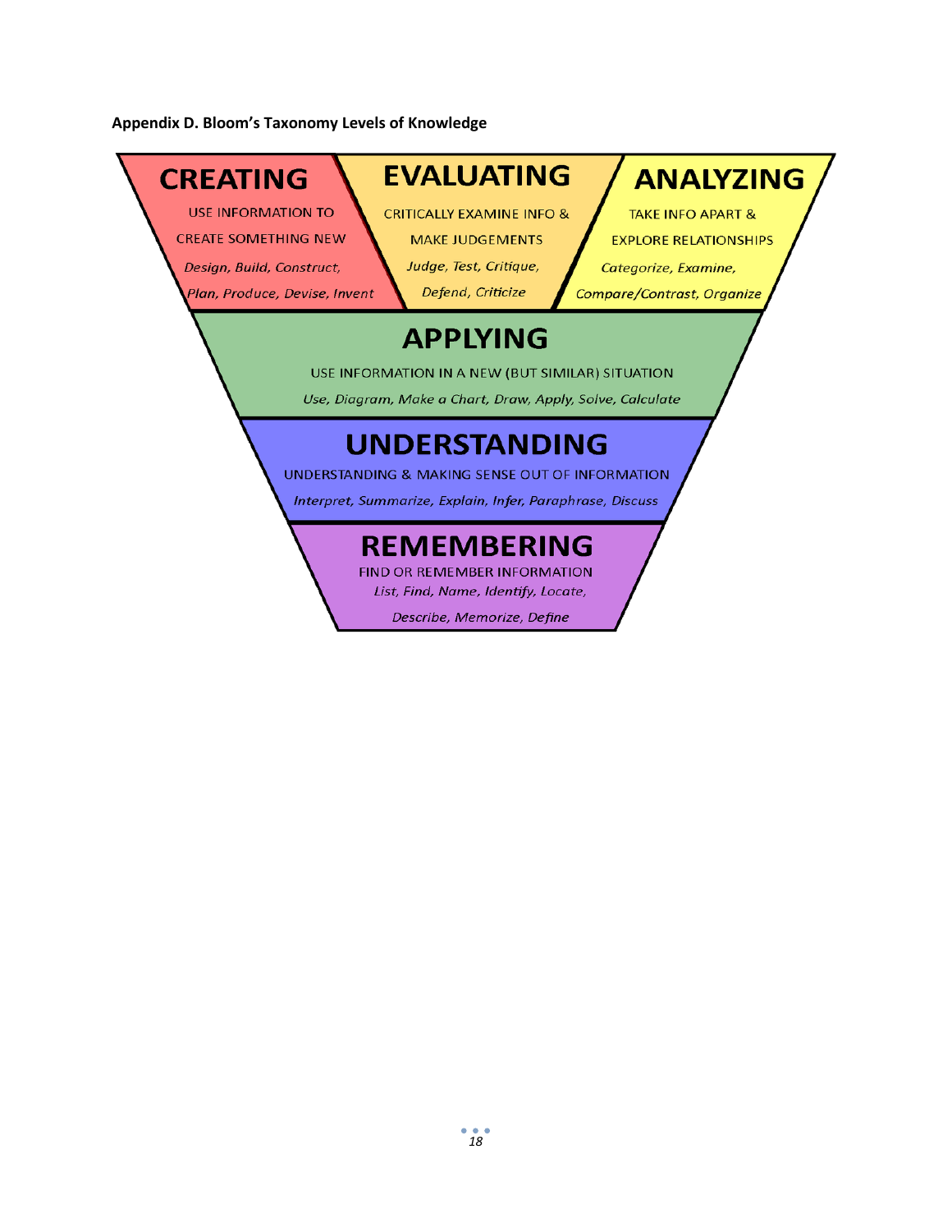**Appendix D. Bloom's Taxonomy Levels of Knowledge**

CREATING

USE INFORMATION TO CREATE SOMETHING NEW

*Design, Build, Construct, Plan, Produce, Devise, Invent*

EVALUATING

CRITICALLY EXAMINE INFO & MAKE JUDGEMENTS

*Judge, Test, Critique, Defend, Criticize*

ANALYZING

TAKE INFO APART & EXPLORE RELATIONSHIPS

*Categorize, Examine, Compare/Contrast, Organize*

APPLYING

USE INFORMATION IN A NEW (BUT SIMILAR) SITUATION

*Use, Diagram, Make a Chart, Draw, Apply, Solve, Calculate*

UNDERSTANDING

UNDERSTANDING & MAKING SENSE OUT OF INFORMATION

*Interpret, Summarize, Explain, Infer, Paraphrase, Discuss*

REMEMBERING

FIND OR REMEMBER INFORMATION

*List, Find, Name, Identify, Locate, Describe, Memorize, Define*